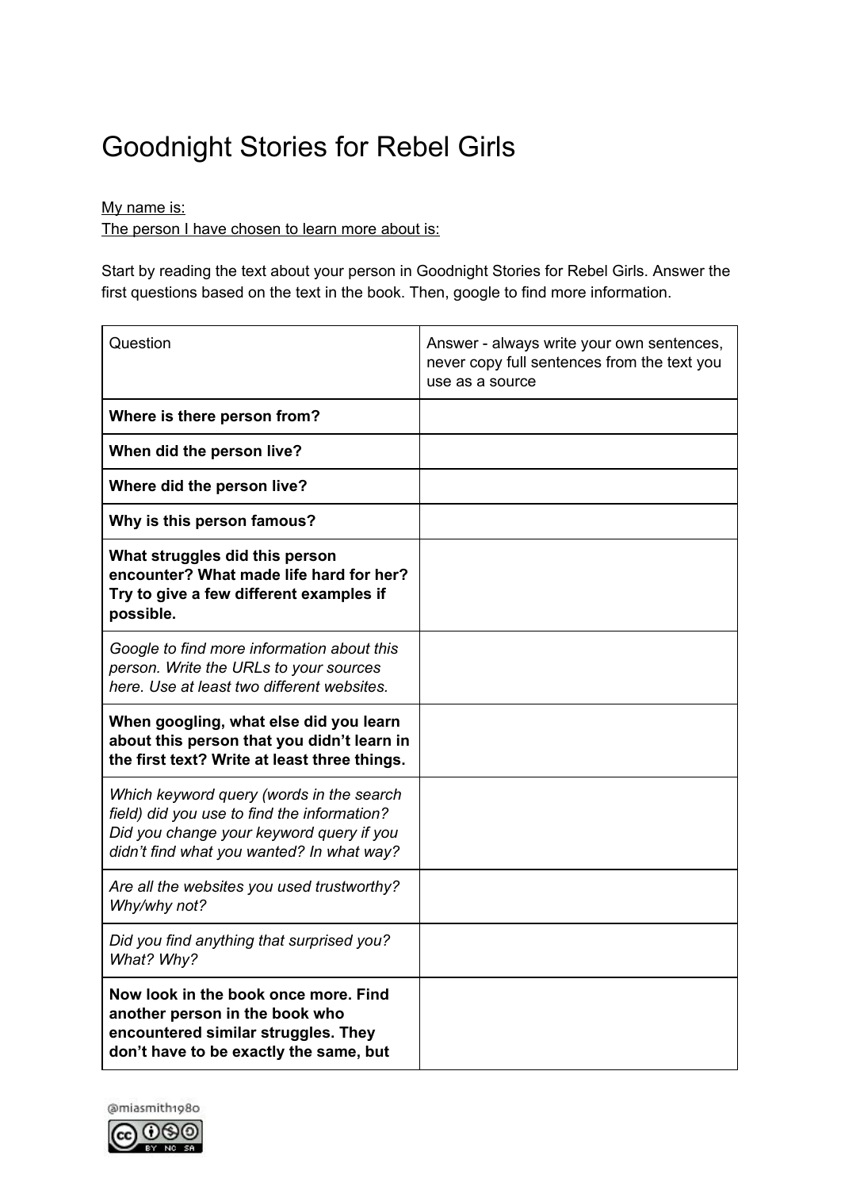# Goodnight Stories for Rebel Girls

<u>My name is:</u>
<u>The person I have chosen to learn more about is:</u>

Start by reading the text about your person in Goodnight Stories for Rebel Girls. Answer the first questions based on the text in the book. Then, google to find more information.

| Question | Answer - always write your own sentences, never copy full sentences from the text you use as a source |
|---|---|
| **Where is there person from?** | |
| **When did the person live?** | |
| **Where did the person live?** | |
| **Why is this person famous?** | |
| **What struggles did this person encounter? What made life hard for her? Try to give a few different examples if possible.** | |
| *Google to find more information about this person. Write the URLs to your sources here. Use at least two different websites.* | |
| **When googling, what else did you learn about this person that you didn't learn in the first text? Write at least three things.** | |
| *Which keyword query (words in the search field) did you use to find the information? Did you change your keyword query if you didn't find what you wanted? In what way?* | |
| *Are all the websites you used trustworthy? Why/why not?* | |
| *Did you find anything that surprised you? What? Why?* | |
| **Now look in the book once more. Find another person in the book who encountered similar struggles. They don't have to be exactly the same, but** | |

@miasmith1980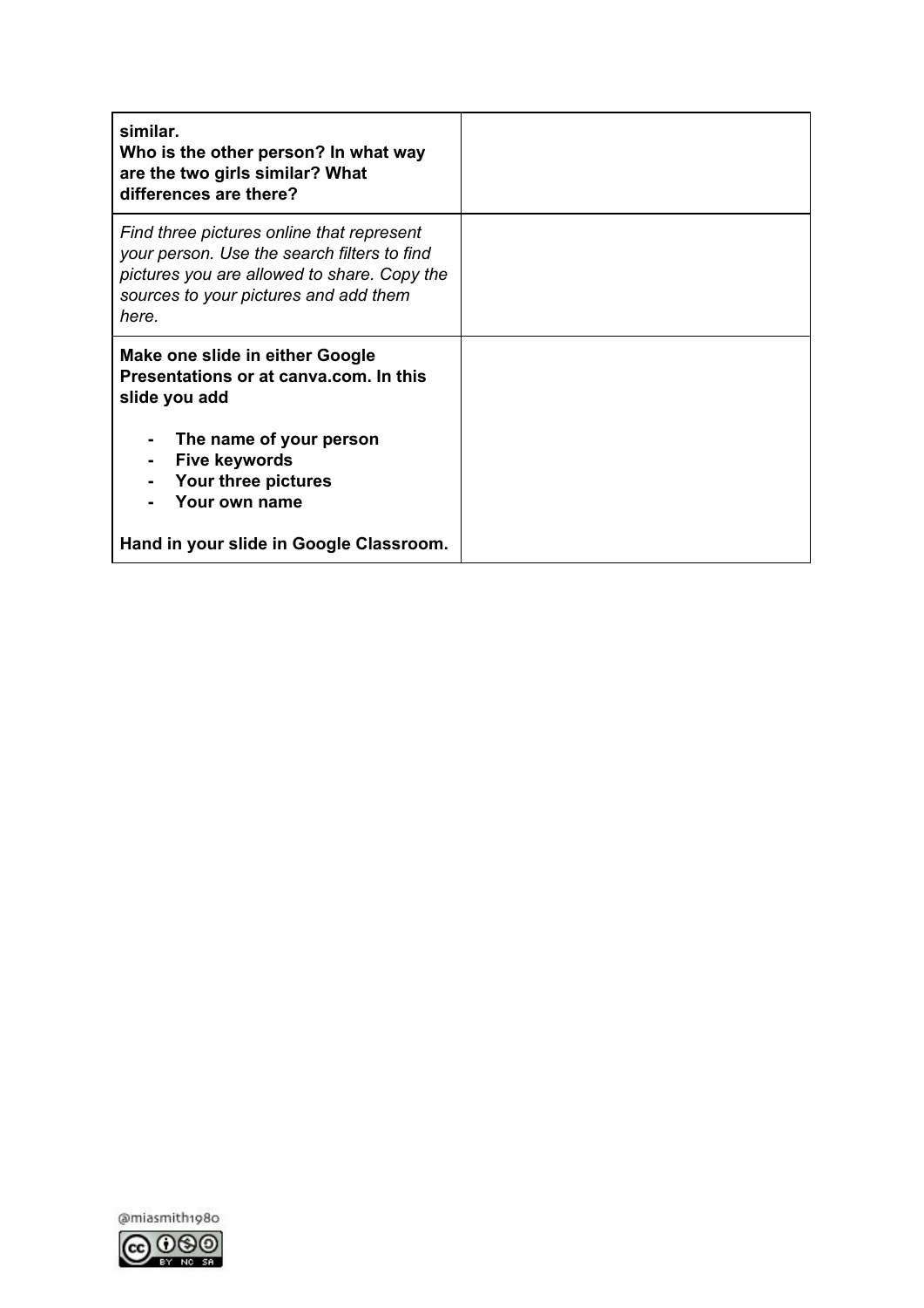| | |
|---|---|
| **similar.**<br>**Who is the other person? In what way are the two girls similar? What differences are there?** | |
| *Find three pictures online that represent your person. Use the search filters to find pictures you are allowed to share. Copy the sources to your pictures and add them here.* | |
| **Make one slide in either Google Presentations or at canva.com. In this slide you add**<br><br>**- The name of your person**<br>**- Five keywords**<br>**- Your three pictures**<br>**- Your own name**<br><br>**Hand in your slide in Google Classroom.** | |

@miasmith1980

CC BY NC SA